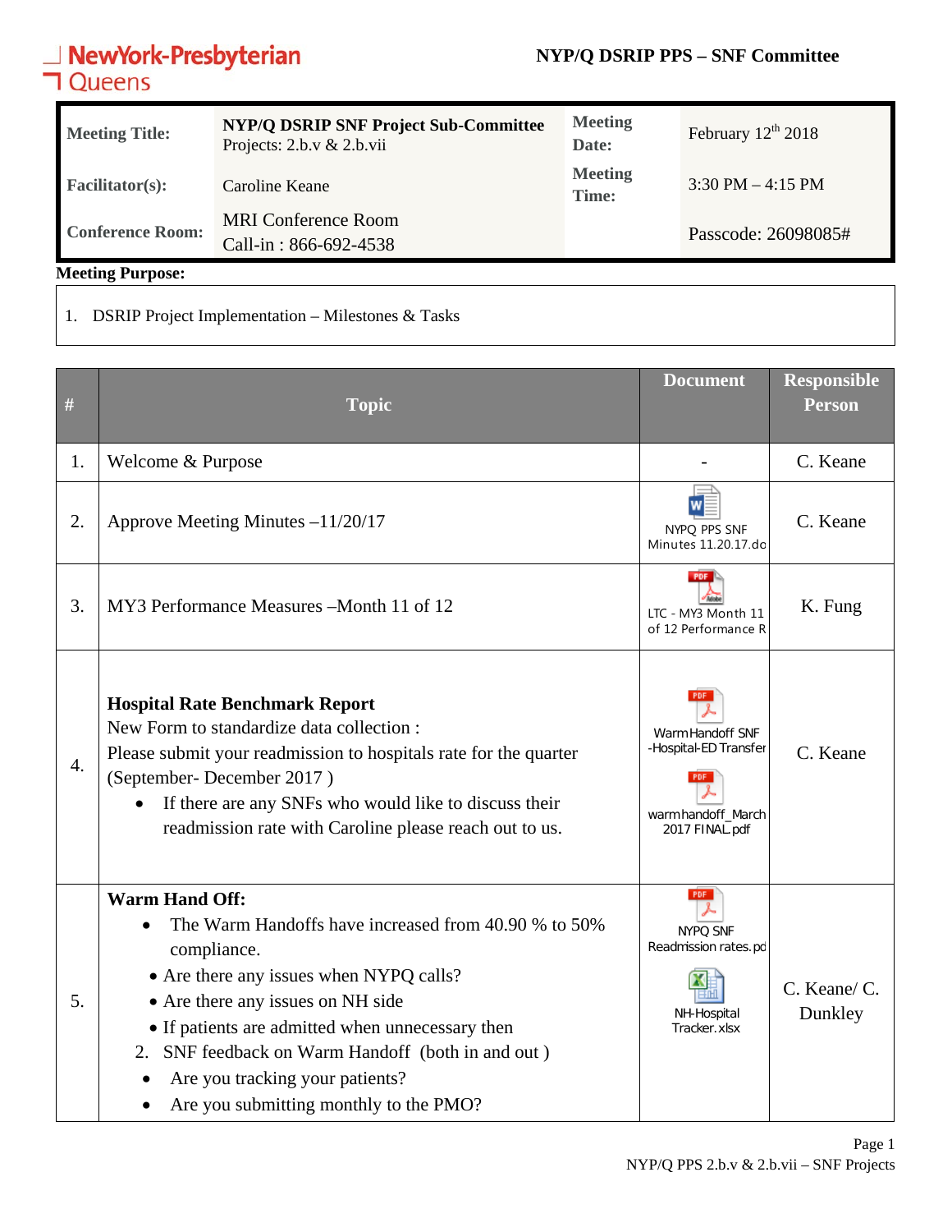NewYork-Presbyterian Queens

**NYP/Q DSRIP PPS – SNF Committee**

| | | | |
|---|---|---|---|
| **Meeting Title:** | **NYP/Q DSRIP SNF Project Sub-Committee** Projects: 2.b.v & 2.b.vii | **Meeting Date:** | February 12th 2018 |
| **Facilitator(s):** | Caroline Keane | **Meeting Time:** | 3:30 PM – 4:15 PM |
| **Conference Room:** | MRI Conference Room Call-in : 866-692-4538 | | Passcode: 26098085# |

**Meeting Purpose:**

1. DSRIP Project Implementation – Milestones & Tasks

| # | Topic | Document | Responsible Person |
|---|---|---|---|
| 1. | Welcome & Purpose | - | C. Keane |
| 2. | Approve Meeting Minutes –11/20/17 | NYPQ PPS SNF Minutes 11.20.17.do | C. Keane |
| 3. | MY3 Performance Measures –Month 11 of 12 | LTC - MY3 Month 11 of 12 Performance R | K. Fung |
| 4. | **Hospital Rate Benchmark Report**<br>New Form to standardize data collection :<br>Please submit your readmission to hospitals rate for the quarter (September- December 2017 )<br>• If there are any SNFs who would like to discuss their readmission rate with Caroline please reach out to us. | Warm Handoff SNF -Hospital-ED Transfer<br>warmhandoff_March 2017 FINAL.pdf | C. Keane |
| 5. | **Warm Hand Off:**<br>• The Warm Handoffs have increased from 40.90 % to 50% compliance.<br>• Are there any issues when NYPQ calls?<br>• Are there any issues on NH side<br>• If patients are admitted when unnecessary then<br>2. SNF feedback on Warm Handoff (both in and out )<br>• Are you tracking your patients?<br>• Are you submitting monthly to the PMO? | NYPQ SNF Readmission rates.pd<br>NH-Hospital Tracker.xlsx | C. Keane/ C. Dunkley |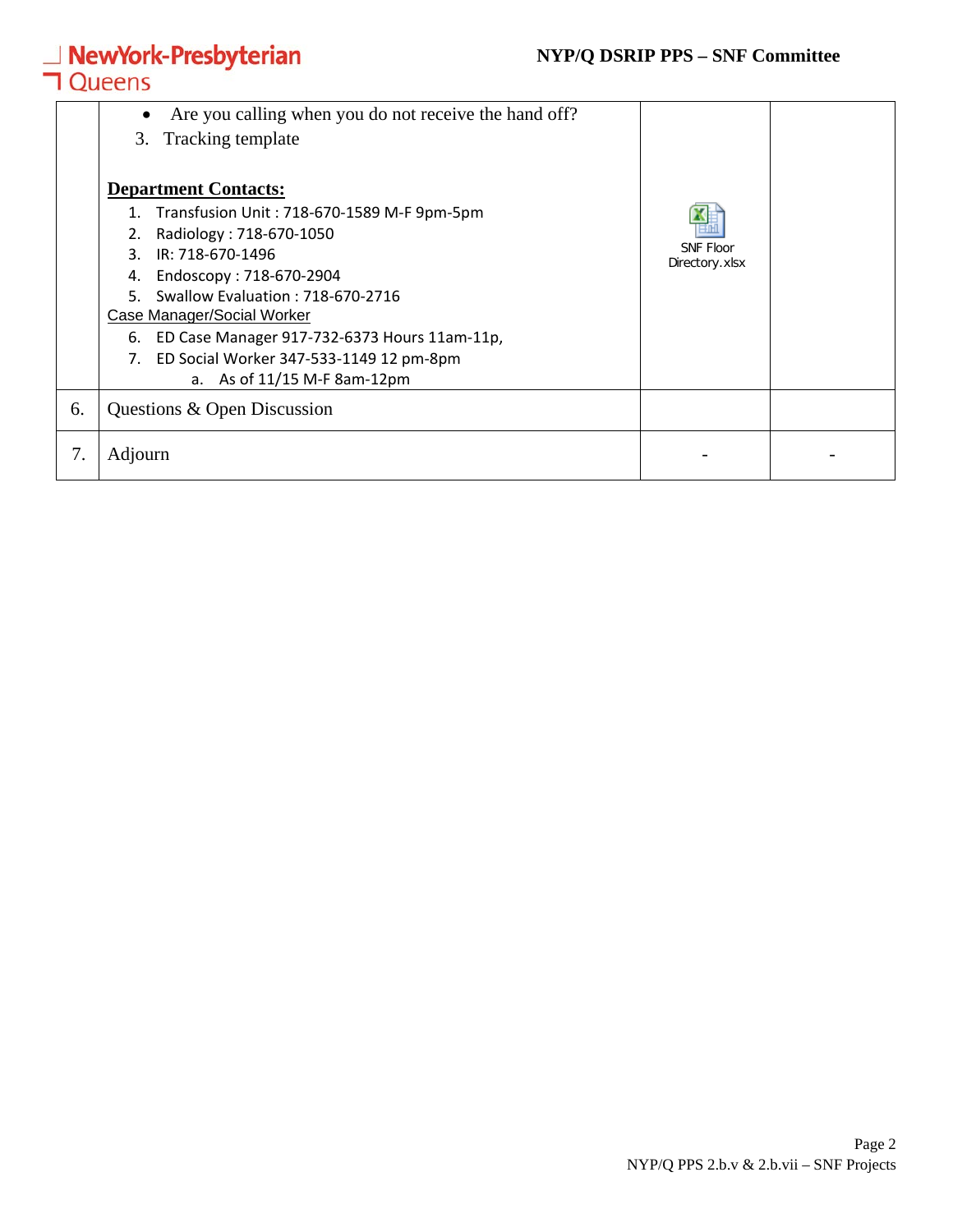| | | | |
|---|---|---|---|
| | • Are you calling when you do not receive the hand off?<br>3. Tracking template<br><br>**Department Contacts:**<br>1. Transfusion Unit : 718-670-1589 M-F 9pm-5pm<br>2. Radiology : 718-670-1050<br>3. IR: 718-670-1496<br>4. Endoscopy : 718-670-2904<br>5. Swallow Evaluation : 718-670-2716<br>Case Manager/Social Worker<br>6. ED Case Manager 917-732-6373 Hours 11am-11p,<br>7. ED Social Worker 347-533-1149 12 pm-8pm<br>a. As of 11/15 M-F 8am-12pm | SNF Floor Directory.xlsx | |
| 6. | Questions & Open Discussion | | |
| 7. | Adjourn | - | - |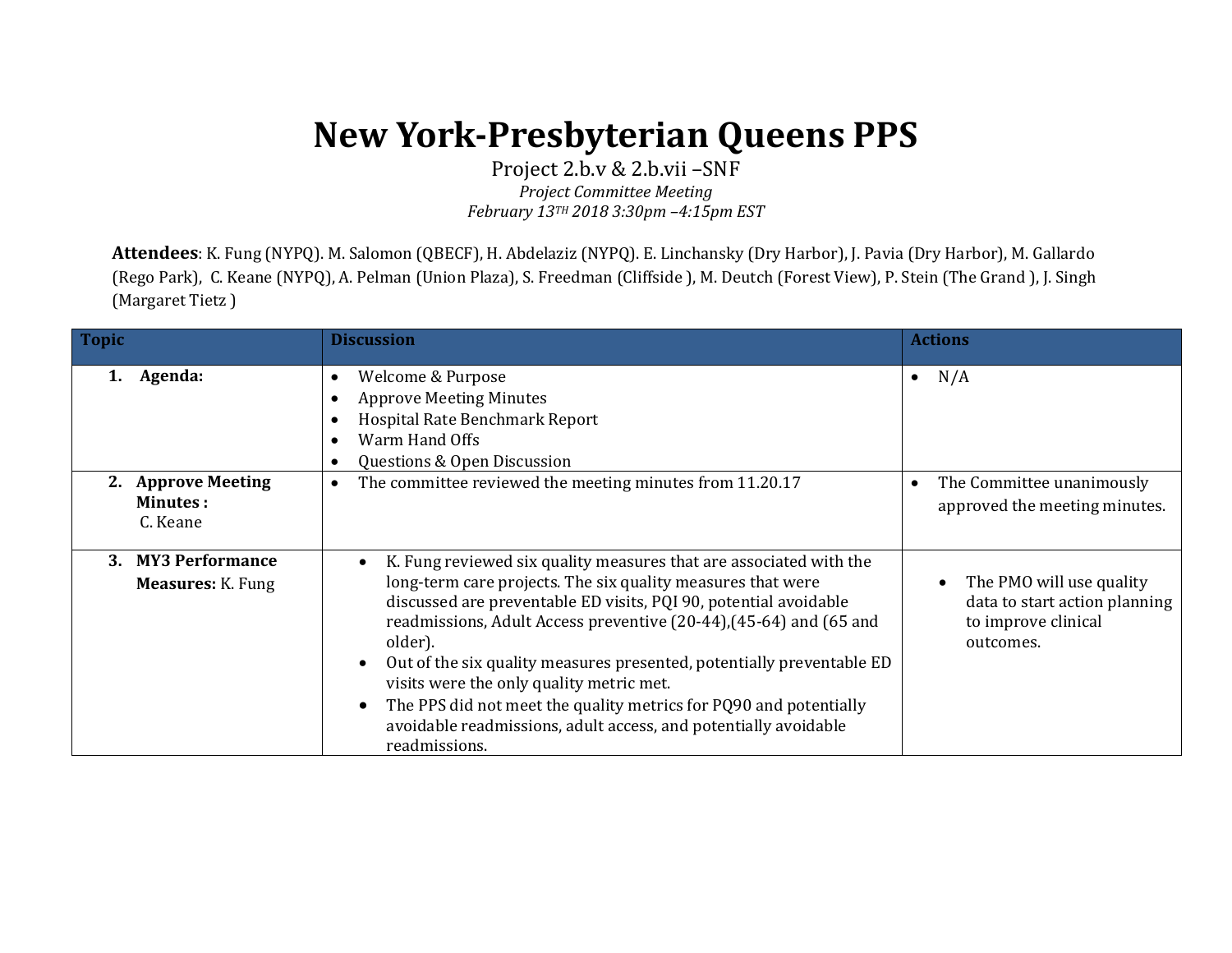# New York-Presbyterian Queens PPS

Project 2.b.v & 2.b.vii –SNF

*Project Committee Meeting*

*February 13TH 2018 3:30pm –4:15pm EST*

**Attendees**: K. Fung (NYPQ). M. Salomon (QBECF), H. Abdelaziz (NYPQ). E. Linchansky (Dry Harbor), J. Pavia (Dry Harbor), M. Gallardo (Rego Park), C. Keane (NYPQ), A. Pelman (Union Plaza), S. Freedman (Cliffside ), M. Deutch (Forest View), P. Stein (The Grand ), J. Singh (Margaret Tietz )

| Topic | Discussion | Actions |
|---|---|---|
| 1. **Agenda:** | • Welcome & Purpose<br>• Approve Meeting Minutes<br>• Hospital Rate Benchmark Report<br>• Warm Hand Offs<br>• Questions & Open Discussion | • N/A |
| 2. **Approve Meeting Minutes :** C. Keane | • The committee reviewed the meeting minutes from 11.20.17 | • The Committee unanimously approved the meeting minutes. |
| 3. **MY3 Performance Measures:** K. Fung | • K. Fung reviewed six quality measures that are associated with the long-term care projects. The six quality measures that were discussed are preventable ED visits, PQI 90, potential avoidable readmissions, Adult Access preventive (20-44),(45-64) and (65 and older).<br>• Out of the six quality measures presented, potentially preventable ED visits were the only quality metric met.<br>• The PPS did not meet the quality metrics for PQ90 and potentially avoidable readmissions, adult access, and potentially avoidable readmissions. | • The PMO will use quality data to start action planning to improve clinical outcomes. |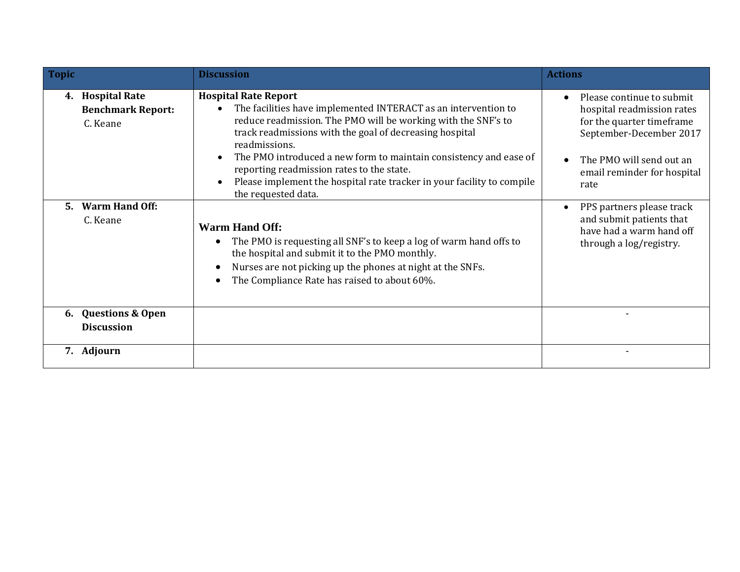| Topic | Discussion | Actions |
|---|---|---|
| 4. **Hospital Rate Benchmark Report:** C. Keane | **Hospital Rate Report** <br>• The facilities have implemented INTERACT as an intervention to reduce readmission. The PMO will be working with the SNF's to track readmissions with the goal of decreasing hospital readmissions. <br>• The PMO introduced a new form to maintain consistency and ease of reporting readmission rates to the state. <br>• Please implement the hospital rate tracker in your facility to compile the requested data. | • Please continue to submit hospital readmission rates for the quarter timeframe September-December 2017 <br>• The PMO will send out an email reminder for hospital rate |
| 5. **Warm Hand Off:** C. Keane | **Warm Hand Off:** <br>• The PMO is requesting all SNF's to keep a log of warm hand offs to the hospital and submit it to the PMO monthly. <br>• Nurses are not picking up the phones at night at the SNFs. <br>• The Compliance Rate has raised to about 60%. | • PPS partners please track and submit patients that have had a warm hand off through a log/registry. |
| 6. **Questions & Open Discussion** | | - |
| 7. **Adjourn** | | - |